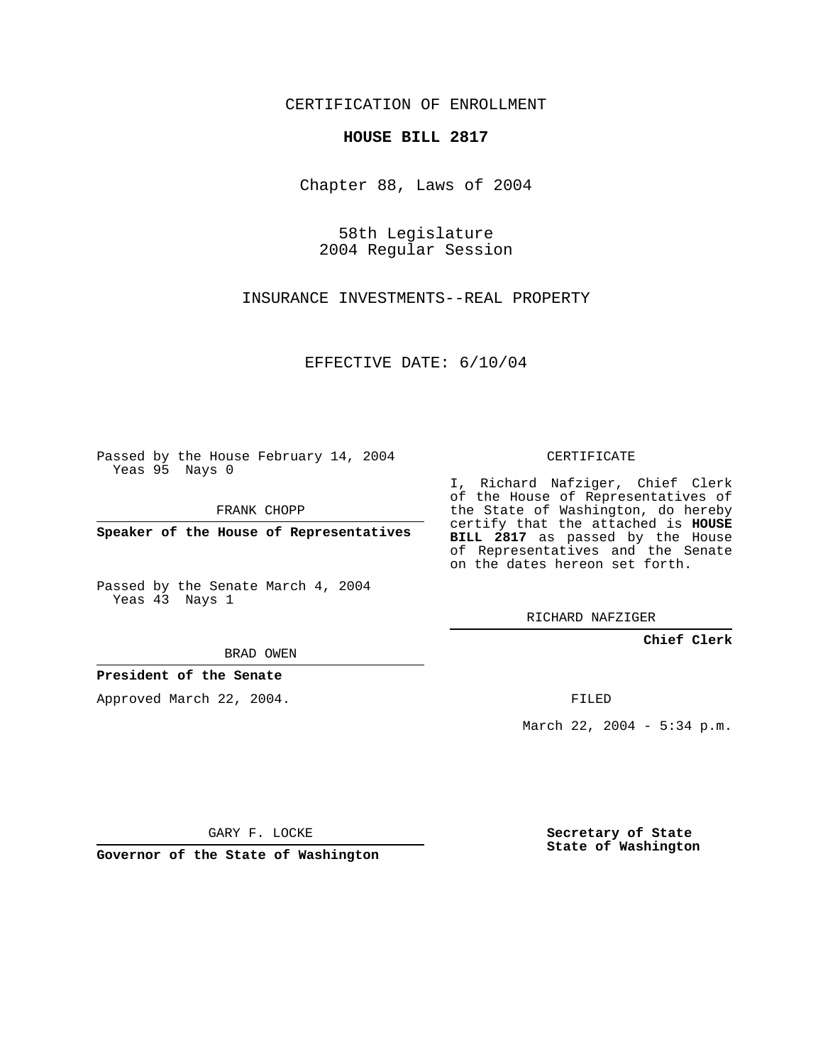CERTIFICATION OF ENROLLMENT

**HOUSE BILL 2817**

Chapter 88, Laws of 2004

58th Legislature
2004 Regular Session

INSURANCE INVESTMENTS--REAL PROPERTY

EFFECTIVE DATE: 6/10/04

Passed by the House February 14, 2004
Yeas 95 Nays 0

FRANK CHOPP

**Speaker of the House of Representatives**

Passed by the Senate March 4, 2004
Yeas 43 Nays 1

BRAD OWEN

**President of the Senate**

Approved March 22, 2004.

GARY F. LOCKE

**Governor of the State of Washington**

CERTIFICATE

I, Richard Nafziger, Chief Clerk of the House of Representatives of the State of Washington, do hereby certify that the attached is **HOUSE BILL 2817** as passed by the House of Representatives and the Senate on the dates hereon set forth.

RICHARD NAFZIGER

**Chief Clerk**

FILED

March 22, 2004 - 5:34 p.m.

**Secretary of State**
**State of Washington**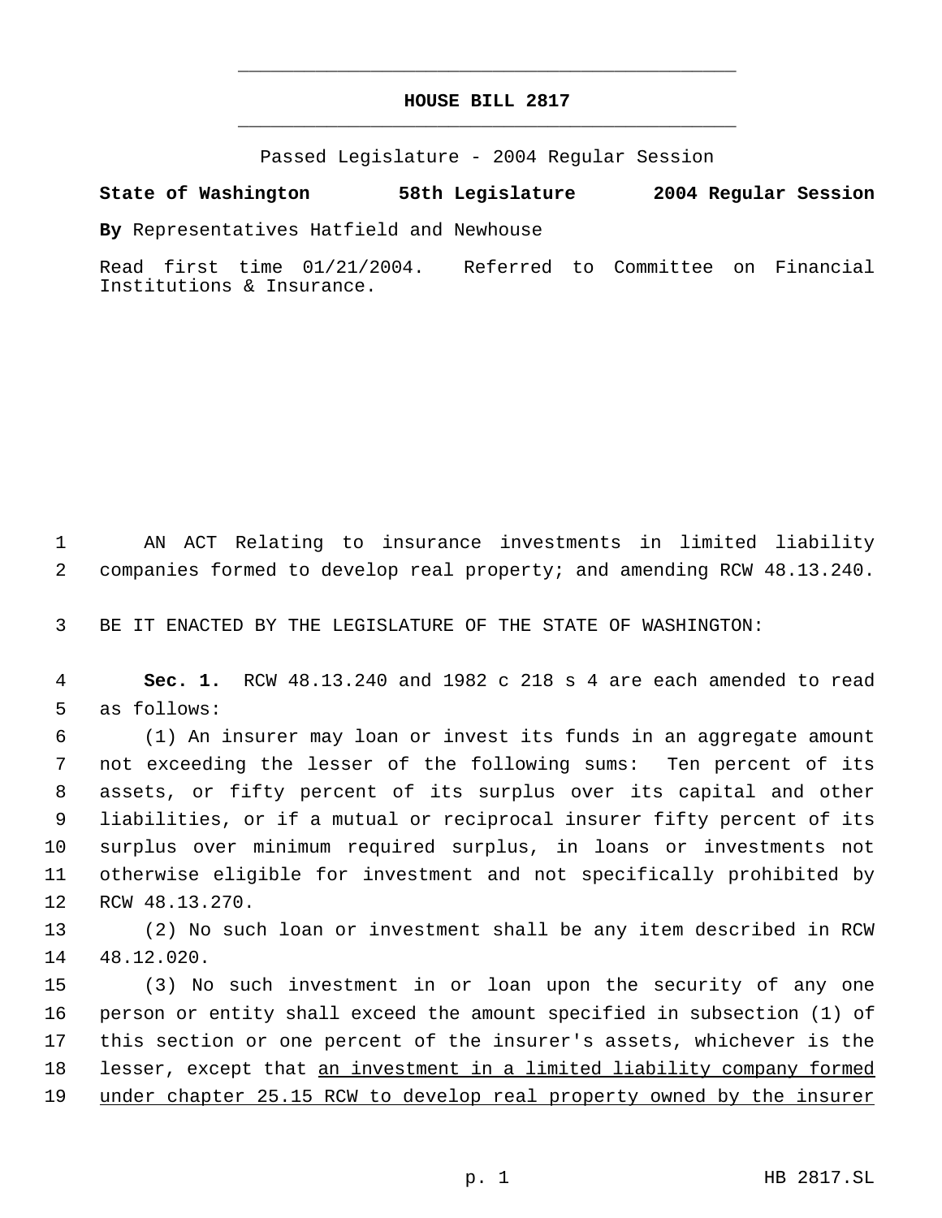**HOUSE BILL 2817**

Passed Legislature - 2004 Regular Session

**State of Washington 58th Legislature 2004 Regular Session**

**By** Representatives Hatfield and Newhouse

Read first time 01/21/2004. Referred to Committee on Financial Institutions & Insurance.

AN ACT Relating to insurance investments in limited liability companies formed to develop real property; and amending RCW 48.13.240.

BE IT ENACTED BY THE LEGISLATURE OF THE STATE OF WASHINGTON:

**Sec. 1.** RCW 48.13.240 and 1982 c 218 s 4 are each amended to read as follows:

(1) An insurer may loan or invest its funds in an aggregate amount not exceeding the lesser of the following sums: Ten percent of its assets, or fifty percent of its surplus over its capital and other liabilities, or if a mutual or reciprocal insurer fifty percent of its surplus over minimum required surplus, in loans or investments not otherwise eligible for investment and not specifically prohibited by RCW 48.13.270.

(2) No such loan or investment shall be any item described in RCW 48.12.020.

(3) No such investment in or loan upon the security of any one person or entity shall exceed the amount specified in subsection (1) of this section or one percent of the insurer's assets, whichever is the lesser, except that <u>an investment in a limited liability company formed under chapter 25.15 RCW to develop real property owned by the insurer</u>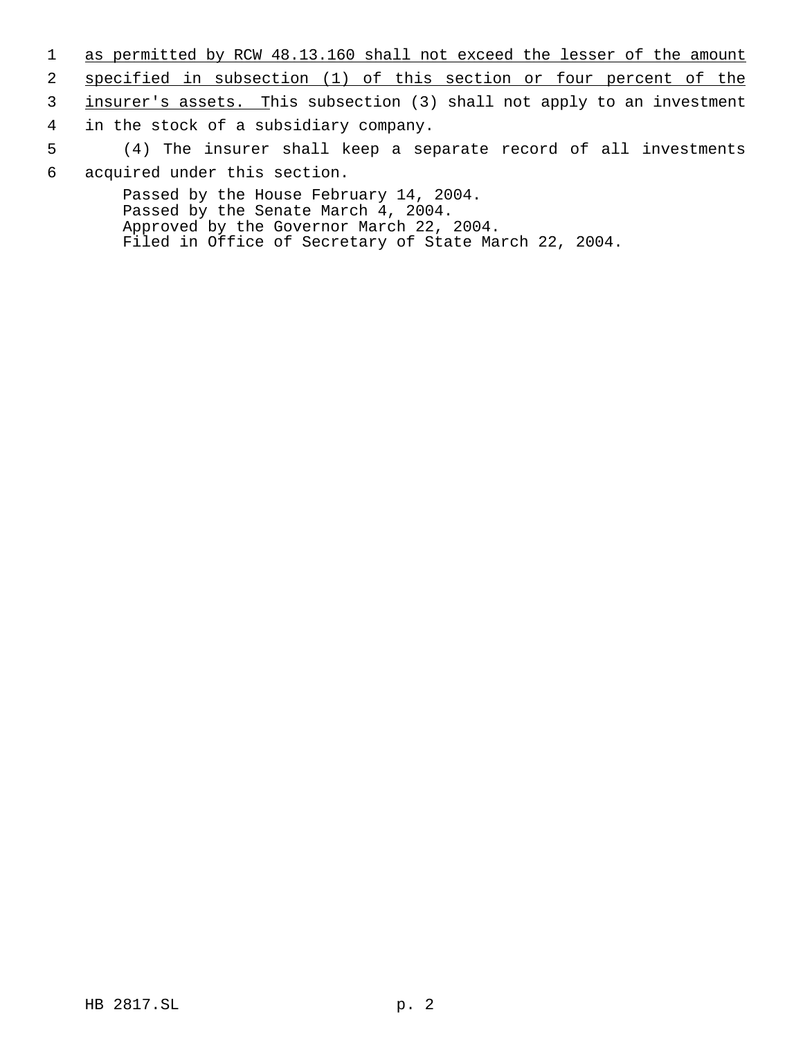as permitted by RCW 48.13.160 shall not exceed the lesser of the amount specified in subsection (1) of this section or four percent of the insurer's assets. This subsection (3) shall not apply to an investment in the stock of a subsidiary company.

(4) The insurer shall keep a separate record of all investments acquired under this section.

Passed by the House February 14, 2004.
Passed by the Senate March 4, 2004.
Approved by the Governor March 22, 2004.
Filed in Office of Secretary of State March 22, 2004.